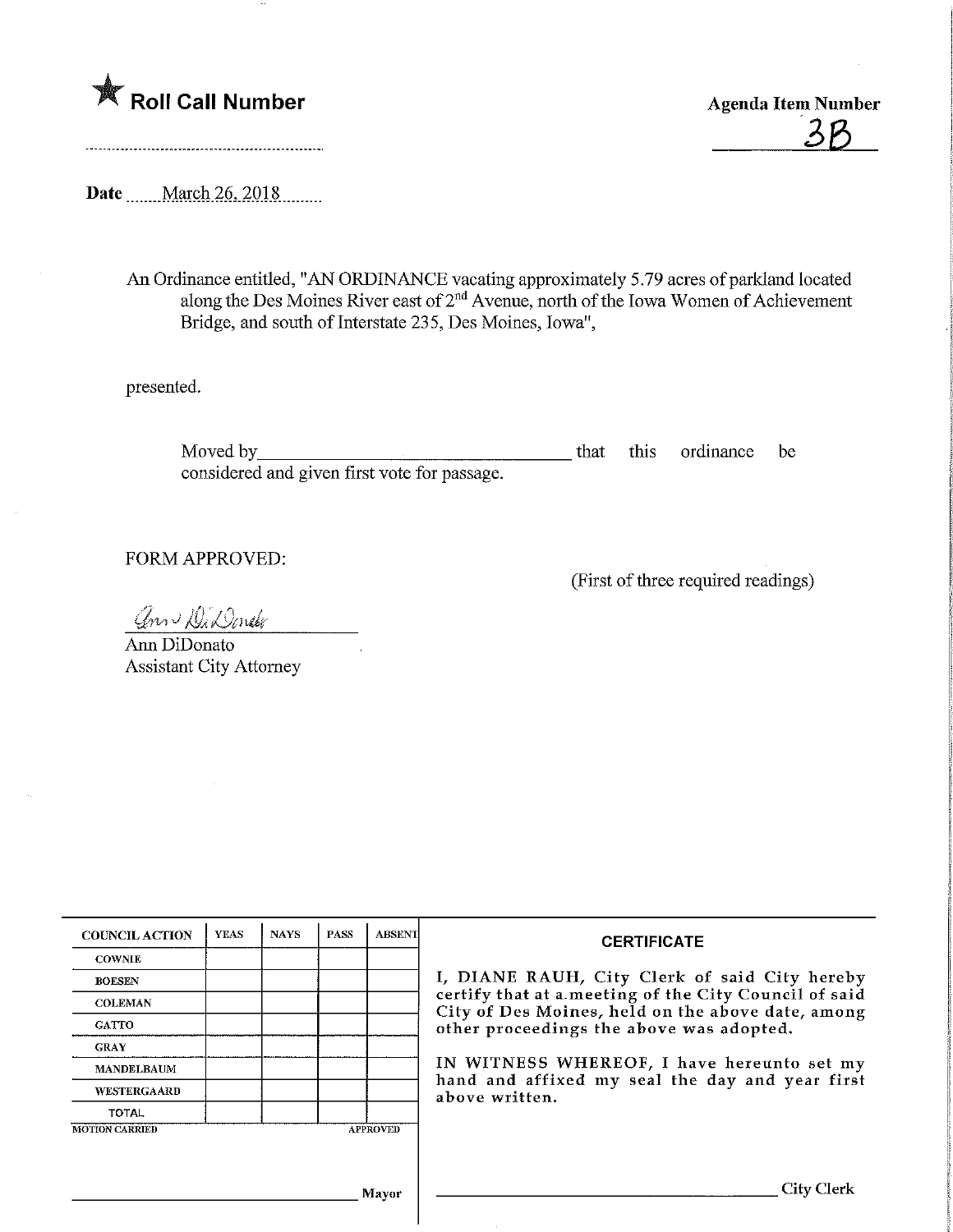★ **Roll Call Number**

**Agenda Item Number**

3B

**Date** March 26, 2018

An Ordinance entitled, "AN ORDINANCE vacating approximately 5.79 acres of parkland located along the Des Moines River east of 2nd Avenue, north of the Iowa Women of Achievement Bridge, and south of Interstate 235, Des Moines, Iowa",

presented.

Moved by_________________________________ that this ordinance be considered and given first vote for passage.

FORM APPROVED:

(First of three required readings)

Ann DiDonato
Assistant City Attorney

| COUNCIL ACTION | YEAS | NAYS | PASS | ABSENT |
|---|---|---|---|---|
| COWNIE | | | | |
| BOESEN | | | | |
| COLEMAN | | | | |
| GATTO | | | | |
| GRAY | | | | |
| MANDELBAUM | | | | |
| WESTERGAARD | | | | |
| TOTAL | | | | |

MOTION CARRIED APPROVED

_________________________________ Mayor

**CERTIFICATE**

I, DIANE RAUH, City Clerk of said City hereby certify that at a meeting of the City Council of said City of Des Moines, held on the above date, among other proceedings the above was adopted.

IN WITNESS WHEREOF, I have hereunto set my hand and affixed my seal the day and year first above written.

_________________________________ City Clerk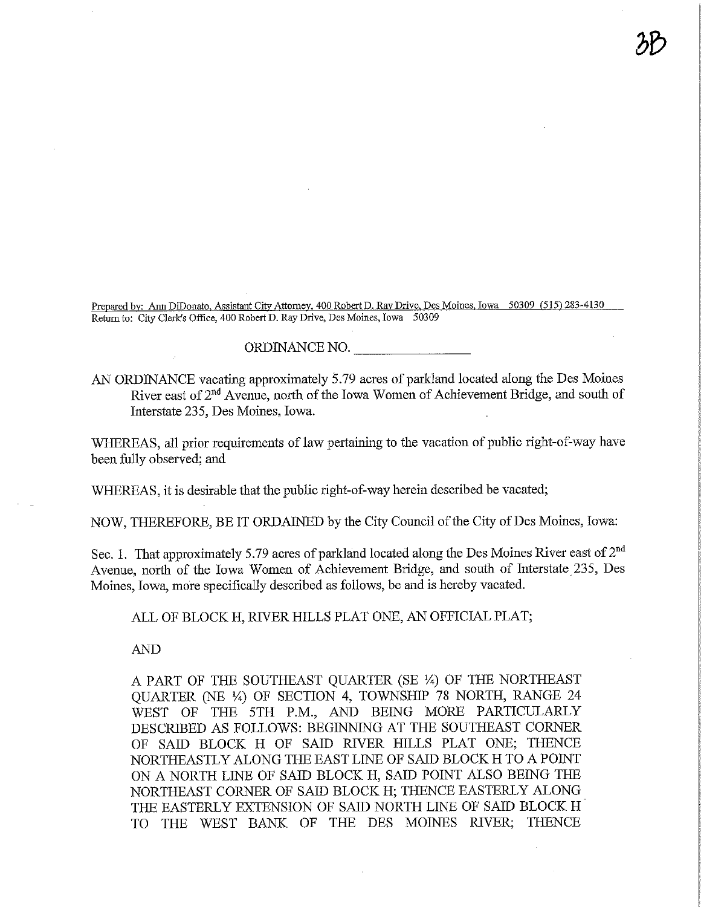Prepared by: Ann DiDonato, Assistant City Attorney, 400 Robert D. Ray Drive, Des Moines, Iowa 50309 (515) 283-4130
Return to: City Clerk's Office, 400 Robert D. Ray Drive, Des Moines, Iowa 50309

ORDINANCE NO. _______________

AN ORDINANCE vacating approximately 5.79 acres of parkland located along the Des Moines River east of 2nd Avenue, north of the Iowa Women of Achievement Bridge, and south of Interstate 235, Des Moines, Iowa.

WHEREAS, all prior requirements of law pertaining to the vacation of public right-of-way have been fully observed; and

WHEREAS, it is desirable that the public right-of-way herein described be vacated;

NOW, THEREFORE, BE IT ORDAINED by the City Council of the City of Des Moines, Iowa:

Sec. 1. That approximately 5.79 acres of parkland located along the Des Moines River east of 2nd Avenue, north of the Iowa Women of Achievement Bridge, and south of Interstate 235, Des Moines, Iowa, more specifically described as follows, be and is hereby vacated.

ALL OF BLOCK H, RIVER HILLS PLAT ONE, AN OFFICIAL PLAT;

AND

A PART OF THE SOUTHEAST QUARTER (SE ¼) OF THE NORTHEAST QUARTER (NE ¼) OF SECTION 4, TOWNSHIP 78 NORTH, RANGE 24 WEST OF THE 5TH P.M., AND BEING MORE PARTICULARLY DESCRIBED AS FOLLOWS: BEGINNING AT THE SOUTHEAST CORNER OF SAID BLOCK H OF SAID RIVER HILLS PLAT ONE; THENCE NORTHEASTLY ALONG THE EAST LINE OF SAID BLOCK H TO A POINT ON A NORTH LINE OF SAID BLOCK H, SAID POINT ALSO BEING THE NORTHEAST CORNER OF SAID BLOCK H; THENCE EASTERLY ALONG THE EASTERLY EXTENSION OF SAID NORTH LINE OF SAID BLOCK H TO THE WEST BANK OF THE DES MOINES RIVER; THENCE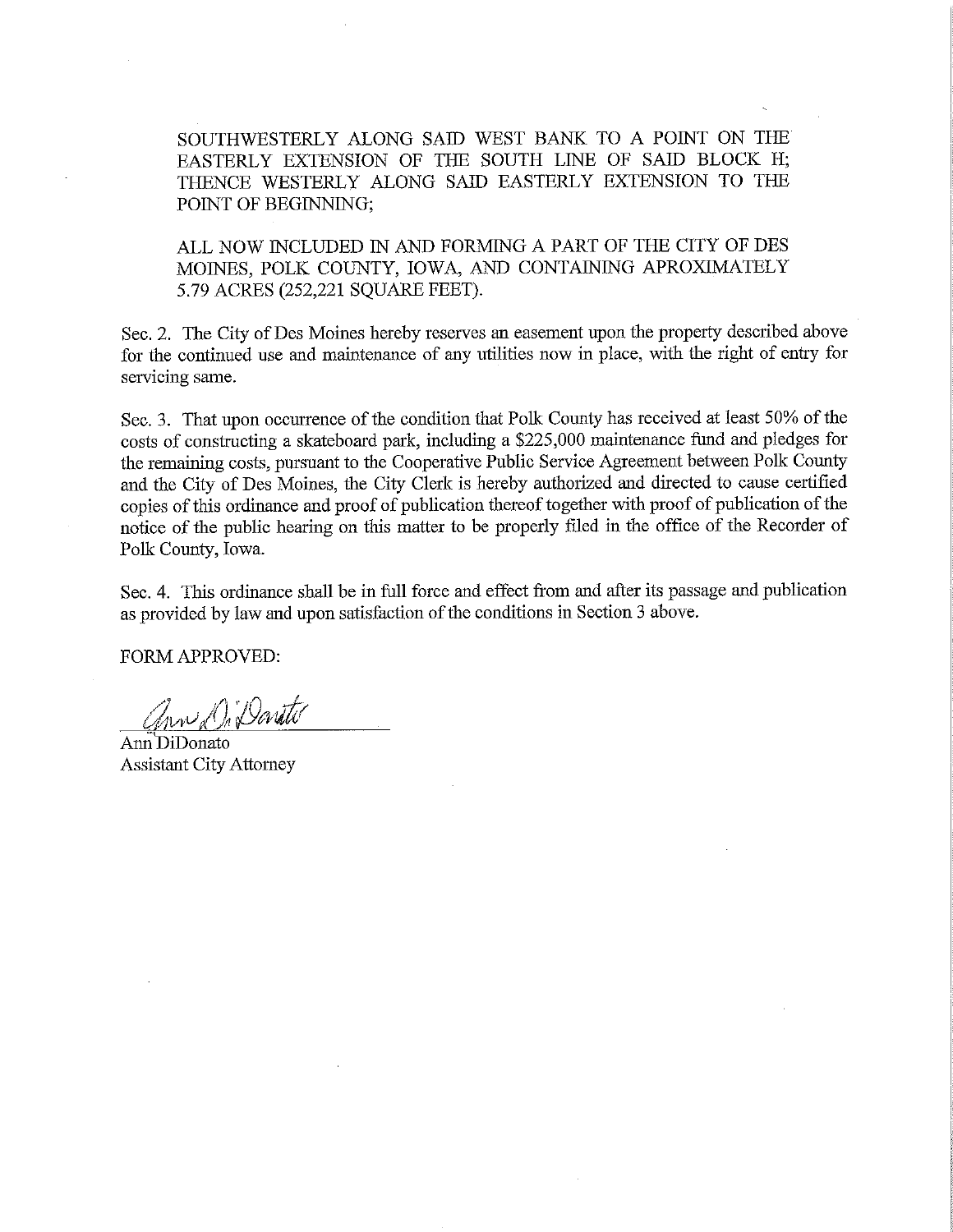SOUTHWESTERLY ALONG SAID WEST BANK TO A POINT ON THE EASTERLY EXTENSION OF THE SOUTH LINE OF SAID BLOCK H; THENCE WESTERLY ALONG SAID EASTERLY EXTENSION TO THE POINT OF BEGINNING;

ALL NOW INCLUDED IN AND FORMING A PART OF THE CITY OF DES MOINES, POLK COUNTY, IOWA, AND CONTAINING APROXIMATELY 5.79 ACRES (252,221 SQUARE FEET).

Sec. 2. The City of Des Moines hereby reserves an easement upon the property described above for the continued use and maintenance of any utilities now in place, with the right of entry for servicing same.

Sec. 3. That upon occurrence of the condition that Polk County has received at least 50% of the costs of constructing a skateboard park, including a $225,000 maintenance fund and pledges for the remaining costs, pursuant to the Cooperative Public Service Agreement between Polk County and the City of Des Moines, the City Clerk is hereby authorized and directed to cause certified copies of this ordinance and proof of publication thereof together with proof of publication of the notice of the public hearing on this matter to be properly filed in the office of the Recorder of Polk County, Iowa.

Sec. 4. This ordinance shall be in full force and effect from and after its passage and publication as provided by law and upon satisfaction of the conditions in Section 3 above.

FORM APPROVED:

Ann DiDonato
Assistant City Attorney